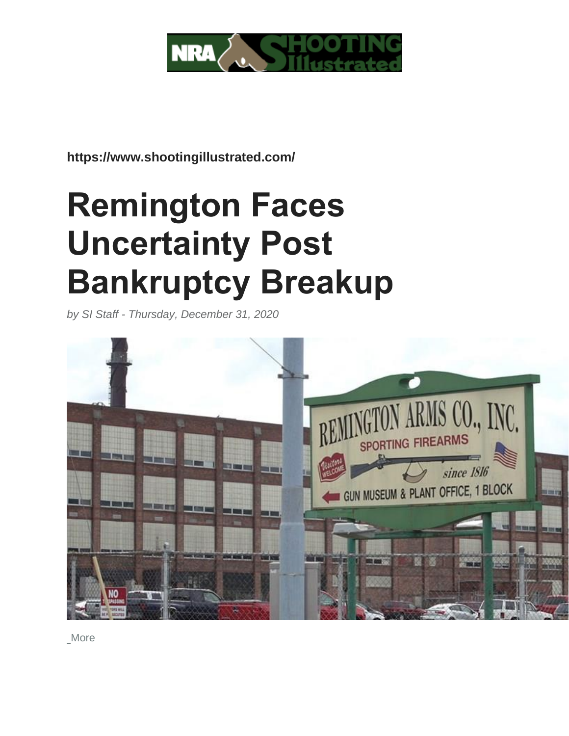https://www.shootingillustrated.com/

# Remington Faces Uncertainty Post Bankruptcy Breakup

*by SI Staff - Thursday, December 31, 2020*

More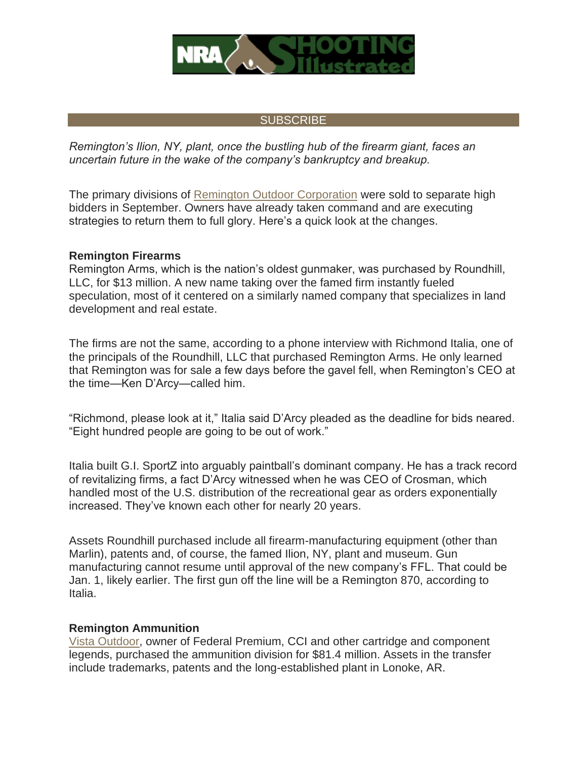SUBSCRIBE

*Remington's Ilion, NY, plant, once the bustling hub of the firearm giant, faces an uncertain future in the wake of the company's bankruptcy and breakup.*

The primary divisions of Remington Outdoor Corporation were sold to separate high bidders in September. Owners have already taken command and are executing strategies to return them to full glory. Here's a quick look at the changes.

**Remington Firearms**
Remington Arms, which is the nation's oldest gunmaker, was purchased by Roundhill, LLC, for $13 million. A new name taking over the famed firm instantly fueled speculation, most of it centered on a similarly named company that specializes in land development and real estate.

The firms are not the same, according to a phone interview with Richmond Italia, one of the principals of the Roundhill, LLC that purchased Remington Arms. He only learned that Remington was for sale a few days before the gavel fell, when Remington's CEO at the time—Ken D'Arcy—called him.

"Richmond, please look at it," Italia said D'Arcy pleaded as the deadline for bids neared. "Eight hundred people are going to be out of work."

Italia built G.I. SportZ into arguably paintball's dominant company. He has a track record of revitalizing firms, a fact D'Arcy witnessed when he was CEO of Crosman, which handled most of the U.S. distribution of the recreational gear as orders exponentially increased. They've known each other for nearly 20 years.

Assets Roundhill purchased include all firearm-manufacturing equipment (other than Marlin), patents and, of course, the famed Ilion, NY, plant and museum. Gun manufacturing cannot resume until approval of the new company's FFL. That could be Jan. 1, likely earlier. The first gun off the line will be a Remington 870, according to Italia.

**Remington Ammunition**
Vista Outdoor, owner of Federal Premium, CCI and other cartridge and component legends, purchased the ammunition division for $81.4 million. Assets in the transfer include trademarks, patents and the long-established plant in Lonoke, AR.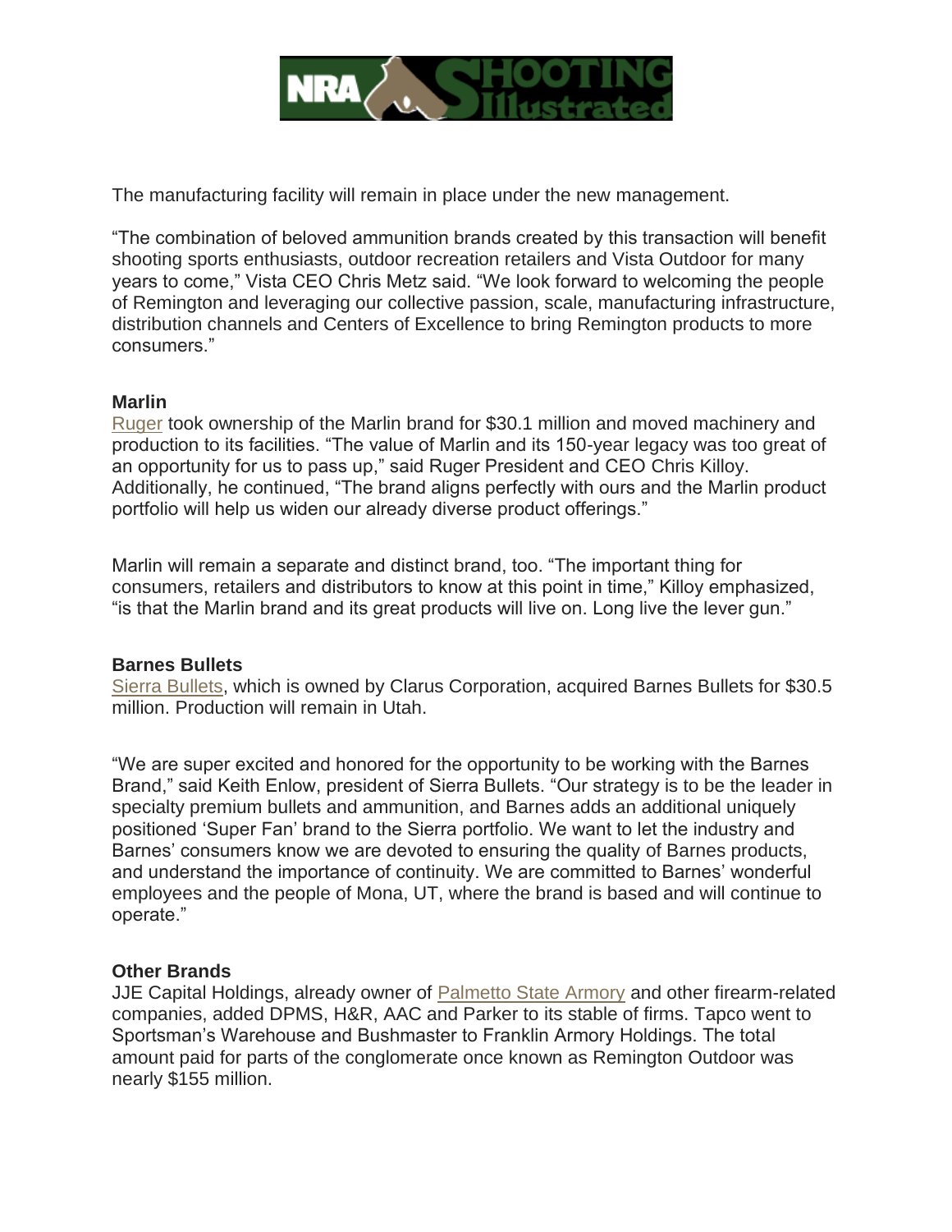The manufacturing facility will remain in place under the new management.

“The combination of beloved ammunition brands created by this transaction will benefit shooting sports enthusiasts, outdoor recreation retailers and Vista Outdoor for many years to come,” Vista CEO Chris Metz said. “We look forward to welcoming the people of Remington and leveraging our collective passion, scale, manufacturing infrastructure, distribution channels and Centers of Excellence to bring Remington products to more consumers.”

**Marlin**

Ruger took ownership of the Marlin brand for $30.1 million and moved machinery and production to its facilities. “The value of Marlin and its 150-year legacy was too great of an opportunity for us to pass up,” said Ruger President and CEO Chris Killoy. Additionally, he continued, “The brand aligns perfectly with ours and the Marlin product portfolio will help us widen our already diverse product offerings.”

Marlin will remain a separate and distinct brand, too. “The important thing for consumers, retailers and distributors to know at this point in time,” Killoy emphasized, “is that the Marlin brand and its great products will live on. Long live the lever gun.”

**Barnes Bullets**

Sierra Bullets, which is owned by Clarus Corporation, acquired Barnes Bullets for $30.5 million. Production will remain in Utah.

“We are super excited and honored for the opportunity to be working with the Barnes Brand,” said Keith Enlow, president of Sierra Bullets. “Our strategy is to be the leader in specialty premium bullets and ammunition, and Barnes adds an additional uniquely positioned ‘Super Fan’ brand to the Sierra portfolio. We want to let the industry and Barnes’ consumers know we are devoted to ensuring the quality of Barnes products, and understand the importance of continuity. We are committed to Barnes’ wonderful employees and the people of Mona, UT, where the brand is based and will continue to operate.”

**Other Brands**

JJE Capital Holdings, already owner of Palmetto State Armory and other firearm-related companies, added DPMS, H&R, AAC and Parker to its stable of firms. Tapco went to Sportsman’s Warehouse and Bushmaster to Franklin Armory Holdings. The total amount paid for parts of the conglomerate once known as Remington Outdoor was nearly $155 million.